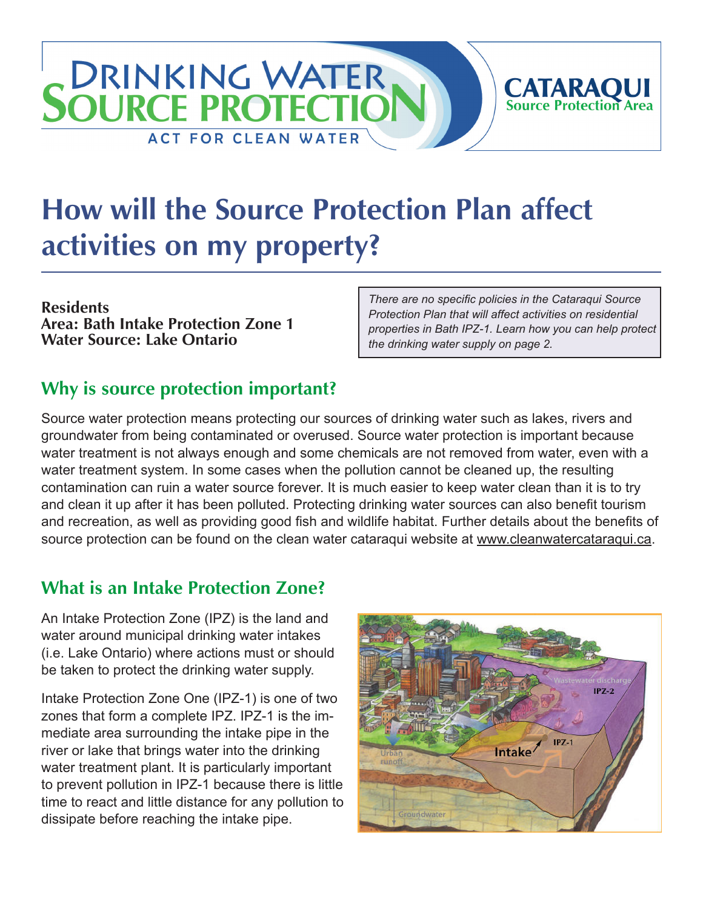DRINKING WATER SOURCE PROTECTION

ACT FOR CLEAN WATER

CATARAQUI Source Protection Area

# How will the Source Protection Plan affect activities on my property?

**Residents**
**Area: Bath Intake Protection Zone 1**
**Water Source: Lake Ontario**

*There are no specific policies in the Cataraqui Source Protection Plan that will affect activities on residential properties in Bath IPZ-1. Learn how you can help protect the drinking water supply on page 2.*

## Why is source protection important?

Source water protection means protecting our sources of drinking water such as lakes, rivers and groundwater from being contaminated or overused. Source water protection is important because water treatment is not always enough and some chemicals are not removed from water, even with a water treatment system. In some cases when the pollution cannot be cleaned up, the resulting contamination can ruin a water source forever. It is much easier to keep water clean than it is to try and clean it up after it has been polluted. Protecting drinking water sources can also benefit tourism and recreation, as well as providing good fish and wildlife habitat. Further details about the benefits of source protection can be found on the clean water cataraqui website at www.cleanwatercataraqui.ca.

## What is an Intake Protection Zone?

An Intake Protection Zone (IPZ) is the land and water around municipal drinking water intakes (i.e. Lake Ontario) where actions must or should be taken to protect the drinking water supply.

Intake Protection Zone One (IPZ-1) is one of two zones that form a complete IPZ. IPZ-1 is the immediate area surrounding the intake pipe in the river or lake that brings water into the drinking water treatment plant. It is particularly important to prevent pollution in IPZ-1 because there is little time to react and little distance for any pollution to dissipate before reaching the intake pipe.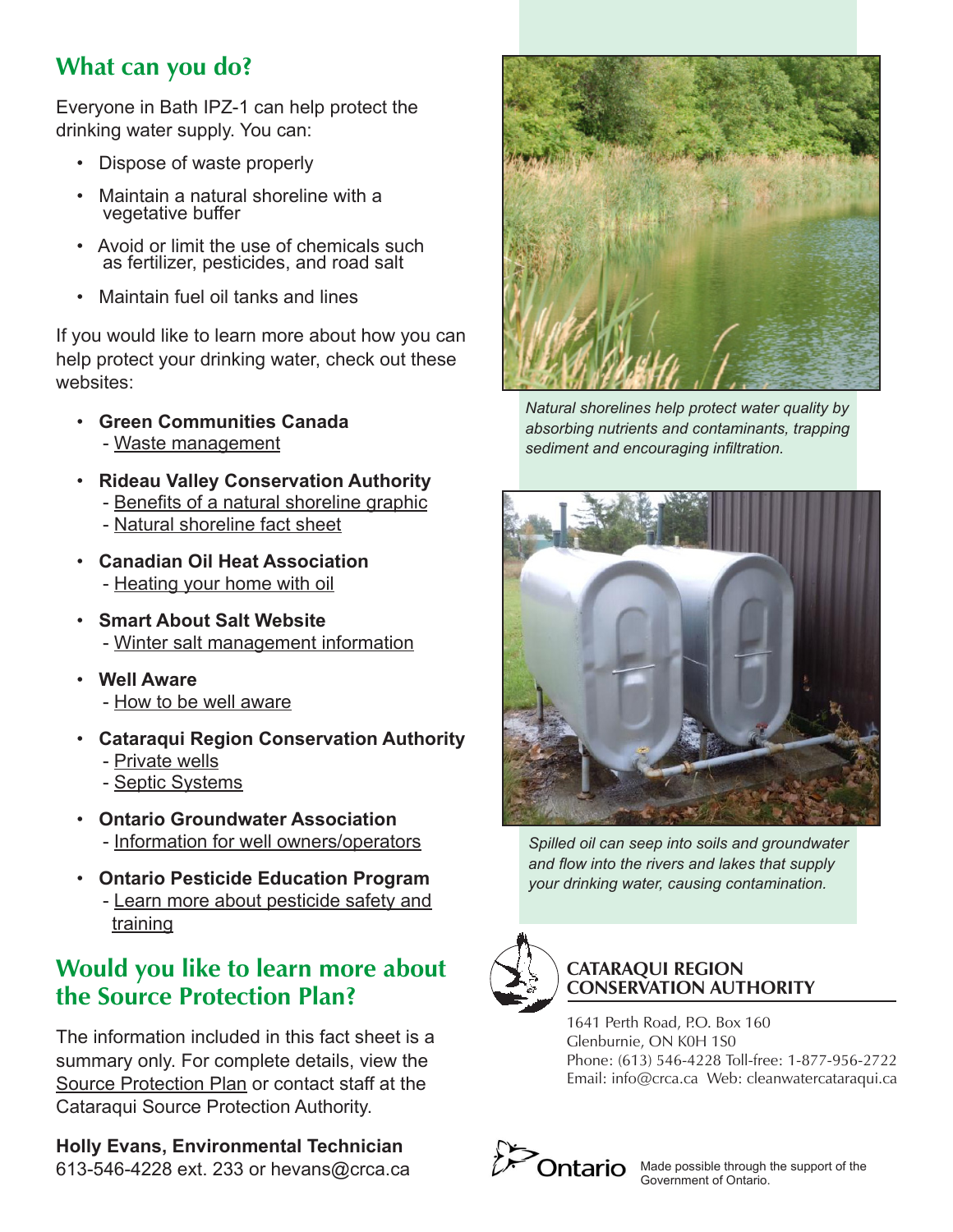## What can you do?

Everyone in Bath IPZ-1 can help protect the drinking water supply. You can:

- Dispose of waste properly
- Maintain a natural shoreline with a vegetative buffer
- Avoid or limit the use of chemicals such as fertilizer, pesticides, and road salt
- Maintain fuel oil tanks and lines

If you would like to learn more about how you can help protect your drinking water, check out these websites:

- **Green Communities Canada**
  - Waste management
- **Rideau Valley Conservation Authority**
  - Benefits of a natural shoreline graphic
  - Natural shoreline fact sheet
- **Canadian Oil Heat Association**
  - Heating your home with oil
- **Smart About Salt Website**
  - Winter salt management information
- **Well Aware**
  - How to be well aware
- **Cataraqui Region Conservation Authority**
  - Private wells
  - Septic Systems
- **Ontario Groundwater Association**
  - Information for well owners/operators
- **Ontario Pesticide Education Program**
  - Learn more about pesticide safety and training

*Natural shorelines help protect water quality by absorbing nutrients and contaminants, trapping sediment and encouraging infiltration.*

*Spilled oil can seep into soils and groundwater and flow into the rivers and lakes that supply your drinking water, causing contamination.*

## Would you like to learn more about the Source Protection Plan?

The information included in this fact sheet is a summary only. For complete details, view the Source Protection Plan or contact staff at the Cataraqui Source Protection Authority.

**Holly Evans, Environmental Technician**
613-546-4228 ext. 233 or hevans@crca.ca

**CATARAQUI REGION CONSERVATION AUTHORITY**

1641 Perth Road, P.O. Box 160
Glenburnie, ON K0H 1S0
Phone: (613) 546-4228 Toll-free: 1-877-956-2722
Email: info@crca.ca Web: cleanwatercataraqui.ca

Ontario — Made possible through the support of the Government of Ontario.